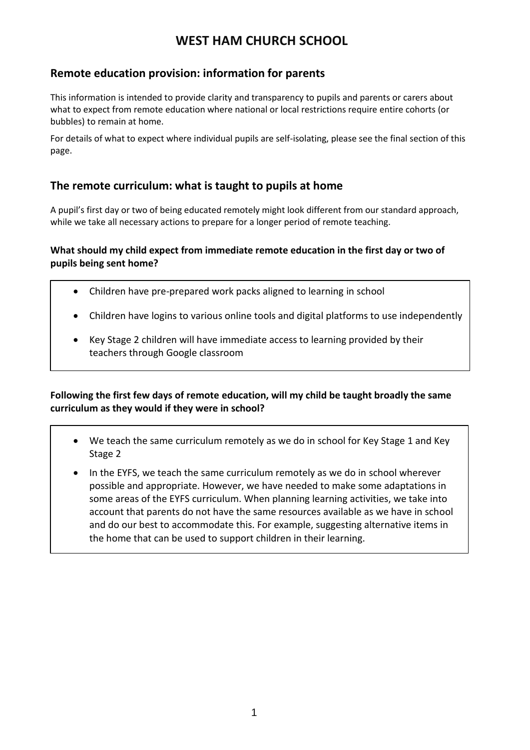# WEST HAM CHURCH SCHOOL

## Remote education provision: information for parents

This information is intended to provide clarity and transparency to pupils and parents or carers about what to expect from remote education where national or local restrictions require entire cohorts (or bubbles) to remain at home.

For details of what to expect where individual pupils are self-isolating, please see the final section of this page.

## The remote curriculum: what is taught to pupils at home

A pupil's first day or two of being educated remotely might look different from our standard approach, while we take all necessary actions to prepare for a longer period of remote teaching.

### What should my child expect from immediate remote education in the first day or two of pupils being sent home?

- Children have pre-prepared work packs aligned to learning in school
- Children have logins to various online tools and digital platforms to use independently
- Key Stage 2 children will have immediate access to learning provided by their teachers through Google classroom

### Following the first few days of remote education, will my child be taught broadly the same curriculum as they would if they were in school?

- We teach the same curriculum remotely as we do in school for Key Stage 1 and Key Stage 2
- In the EYFS, we teach the same curriculum remotely as we do in school wherever possible and appropriate. However, we have needed to make some adaptations in some areas of the EYFS curriculum. When planning learning activities, we take into account that parents do not have the same resources available as we have in school and do our best to accommodate this. For example, suggesting alternative items in the home that can be used to support children in their learning.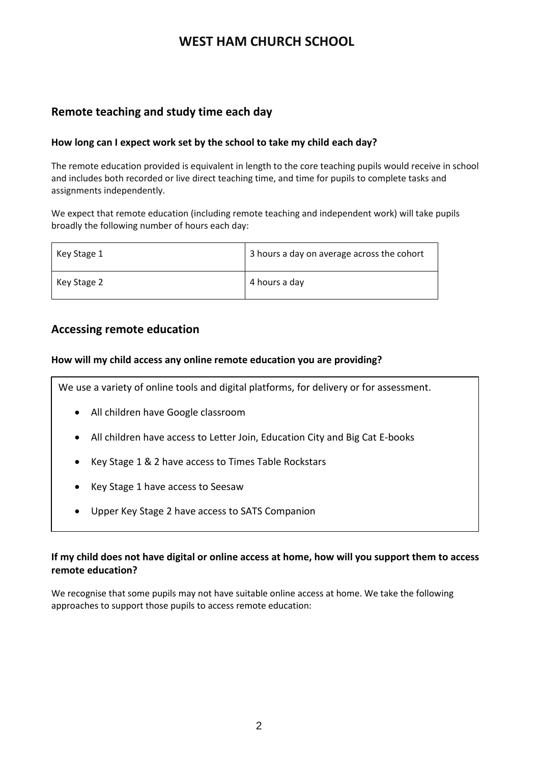# WEST HAM CHURCH SCHOOL

## Remote teaching and study time each day

**How long can I expect work set by the school to take my child each day?**

The remote education provided is equivalent in length to the core teaching pupils would receive in school and includes both recorded or live direct teaching time, and time for pupils to complete tasks and assignments independently.

We expect that remote education (including remote teaching and independent work) will take pupils broadly the following number of hours each day:

| | |
|---|---|
| Key Stage 1 | 3 hours a day on average across the cohort |
| Key Stage 2 | 4 hours a day |

## Accessing remote education

**How will my child access any online remote education you are providing?**

We use a variety of online tools and digital platforms, for delivery or for assessment.

- All children have Google classroom
- All children have access to Letter Join, Education City and Big Cat E-books
- Key Stage 1 & 2 have access to Times Table Rockstars
- Key Stage 1 have access to Seesaw
- Upper Key Stage 2 have access to SATS Companion

**If my child does not have digital or online access at home, how will you support them to access remote education?**

We recognise that some pupils may not have suitable online access at home. We take the following approaches to support those pupils to access remote education: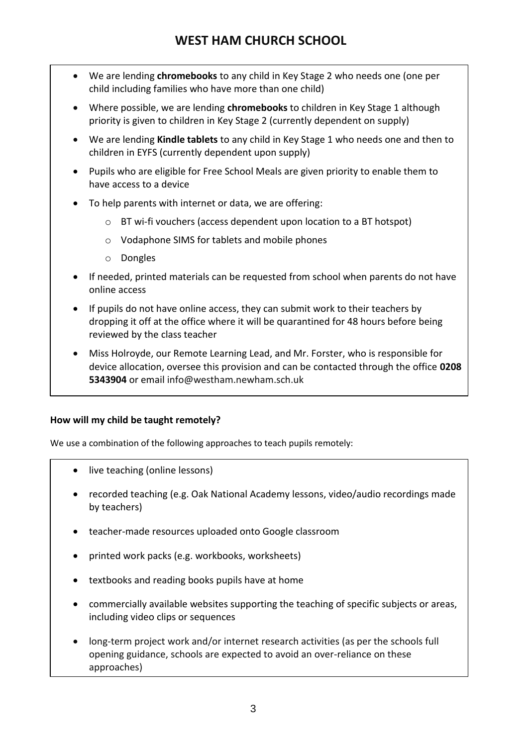- We are lending **chromebooks** to any child in Key Stage 2 who needs one (one per child including families who have more than one child)
- Where possible, we are lending **chromebooks** to children in Key Stage 1 although priority is given to children in Key Stage 2 (currently dependent on supply)
- We are lending **Kindle tablets** to any child in Key Stage 1 who needs one and then to children in EYFS (currently dependent upon supply)
- Pupils who are eligible for Free School Meals are given priority to enable them to have access to a device
- To help parents with internet or data, we are offering:
  - BT wi-fi vouchers (access dependent upon location to a BT hotspot)
  - Vodaphone SIMS for tablets and mobile phones
  - Dongles
- If needed, printed materials can be requested from school when parents do not have online access
- If pupils do not have online access, they can submit work to their teachers by dropping it off at the office where it will be quarantined for 48 hours before being reviewed by the class teacher
- Miss Holroyde, our Remote Learning Lead, and Mr. Forster, who is responsible for device allocation, oversee this provision and can be contacted through the office **0208 5343904** or email info@westham.newham.sch.uk

**How will my child be taught remotely?**

We use a combination of the following approaches to teach pupils remotely:

- live teaching (online lessons)
- recorded teaching (e.g. Oak National Academy lessons, video/audio recordings made by teachers)
- teacher-made resources uploaded onto Google classroom
- printed work packs (e.g. workbooks, worksheets)
- textbooks and reading books pupils have at home
- commercially available websites supporting the teaching of specific subjects or areas, including video clips or sequences
- long-term project work and/or internet research activities (as per the schools full opening guidance, schools are expected to avoid an over-reliance on these approaches)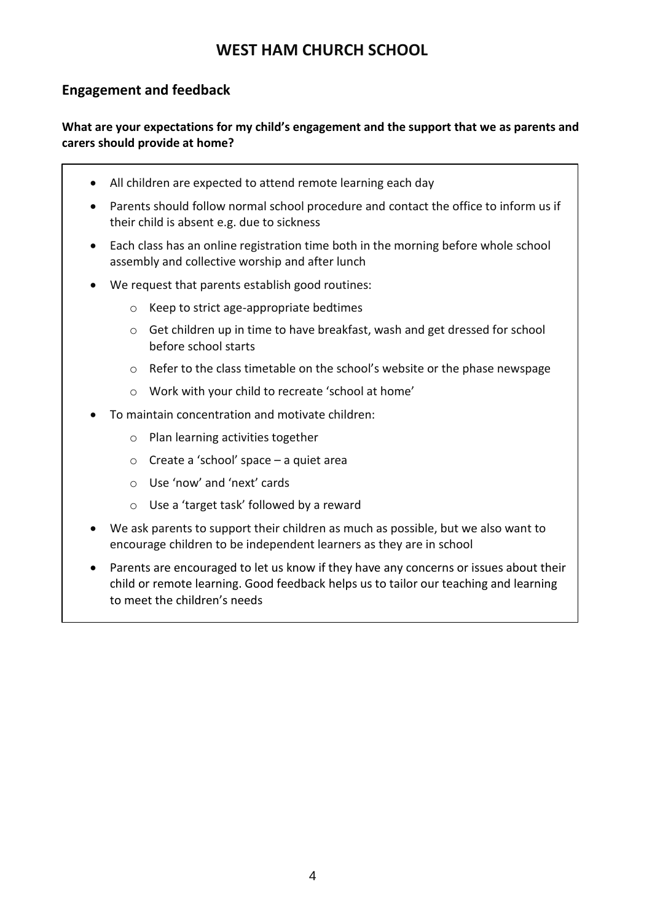# WEST HAM CHURCH SCHOOL

## Engagement and feedback

**What are your expectations for my child's engagement and the support that we as parents and carers should provide at home?**

- All children are expected to attend remote learning each day
- Parents should follow normal school procedure and contact the office to inform us if their child is absent e.g. due to sickness
- Each class has an online registration time both in the morning before whole school assembly and collective worship and after lunch
- We request that parents establish good routines:
  - Keep to strict age-appropriate bedtimes
  - Get children up in time to have breakfast, wash and get dressed for school before school starts
  - Refer to the class timetable on the school's website or the phase newspage
  - Work with your child to recreate 'school at home'
- To maintain concentration and motivate children:
  - Plan learning activities together
  - Create a 'school' space – a quiet area
  - Use 'now' and 'next' cards
  - Use a 'target task' followed by a reward
- We ask parents to support their children as much as possible, but we also want to encourage children to be independent learners as they are in school
- Parents are encouraged to let us know if they have any concerns or issues about their child or remote learning. Good feedback helps us to tailor our teaching and learning to meet the children's needs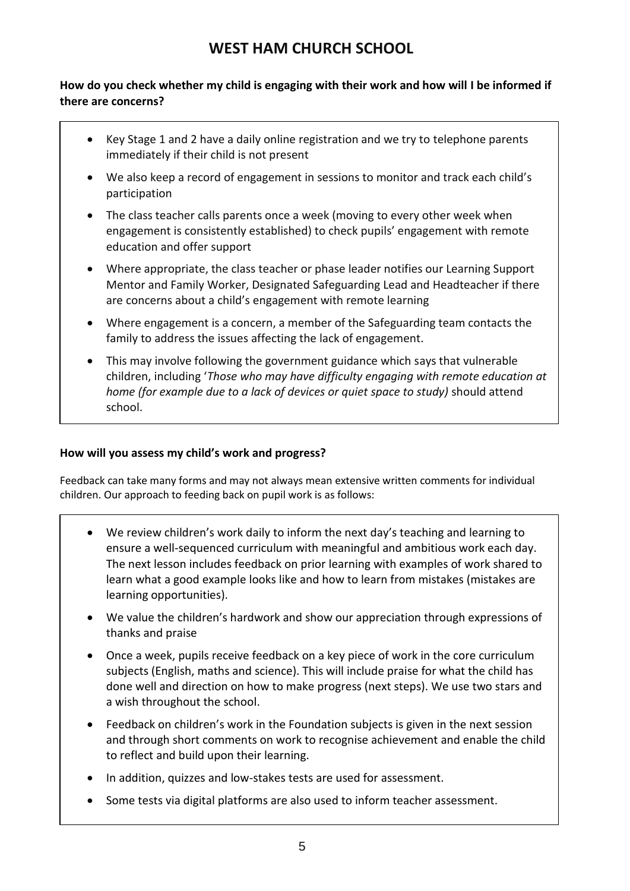# WEST HAM CHURCH SCHOOL

**How do you check whether my child is engaging with their work and how will I be informed if there are concerns?**

- Key Stage 1 and 2 have a daily online registration and we try to telephone parents immediately if their child is not present
- We also keep a record of engagement in sessions to monitor and track each child's participation
- The class teacher calls parents once a week (moving to every other week when engagement is consistently established) to check pupils' engagement with remote education and offer support
- Where appropriate, the class teacher or phase leader notifies our Learning Support Mentor and Family Worker, Designated Safeguarding Lead and Headteacher if there are concerns about a child's engagement with remote learning
- Where engagement is a concern, a member of the Safeguarding team contacts the family to address the issues affecting the lack of engagement.
- This may involve following the government guidance which says that vulnerable children, including '*Those who may have difficulty engaging with remote education at home (for example due to a lack of devices or quiet space to study)* should attend school.

**How will you assess my child's work and progress?**

Feedback can take many forms and may not always mean extensive written comments for individual children. Our approach to feeding back on pupil work is as follows:

- We review children's work daily to inform the next day's teaching and learning to ensure a well-sequenced curriculum with meaningful and ambitious work each day. The next lesson includes feedback on prior learning with examples of work shared to learn what a good example looks like and how to learn from mistakes (mistakes are learning opportunities).
- We value the children's hardwork and show our appreciation through expressions of thanks and praise
- Once a week, pupils receive feedback on a key piece of work in the core curriculum subjects (English, maths and science). This will include praise for what the child has done well and direction on how to make progress (next steps). We use two stars and a wish throughout the school.
- Feedback on children's work in the Foundation subjects is given in the next session and through short comments on work to recognise achievement and enable the child to reflect and build upon their learning.
- In addition, quizzes and low-stakes tests are used for assessment.
- Some tests via digital platforms are also used to inform teacher assessment.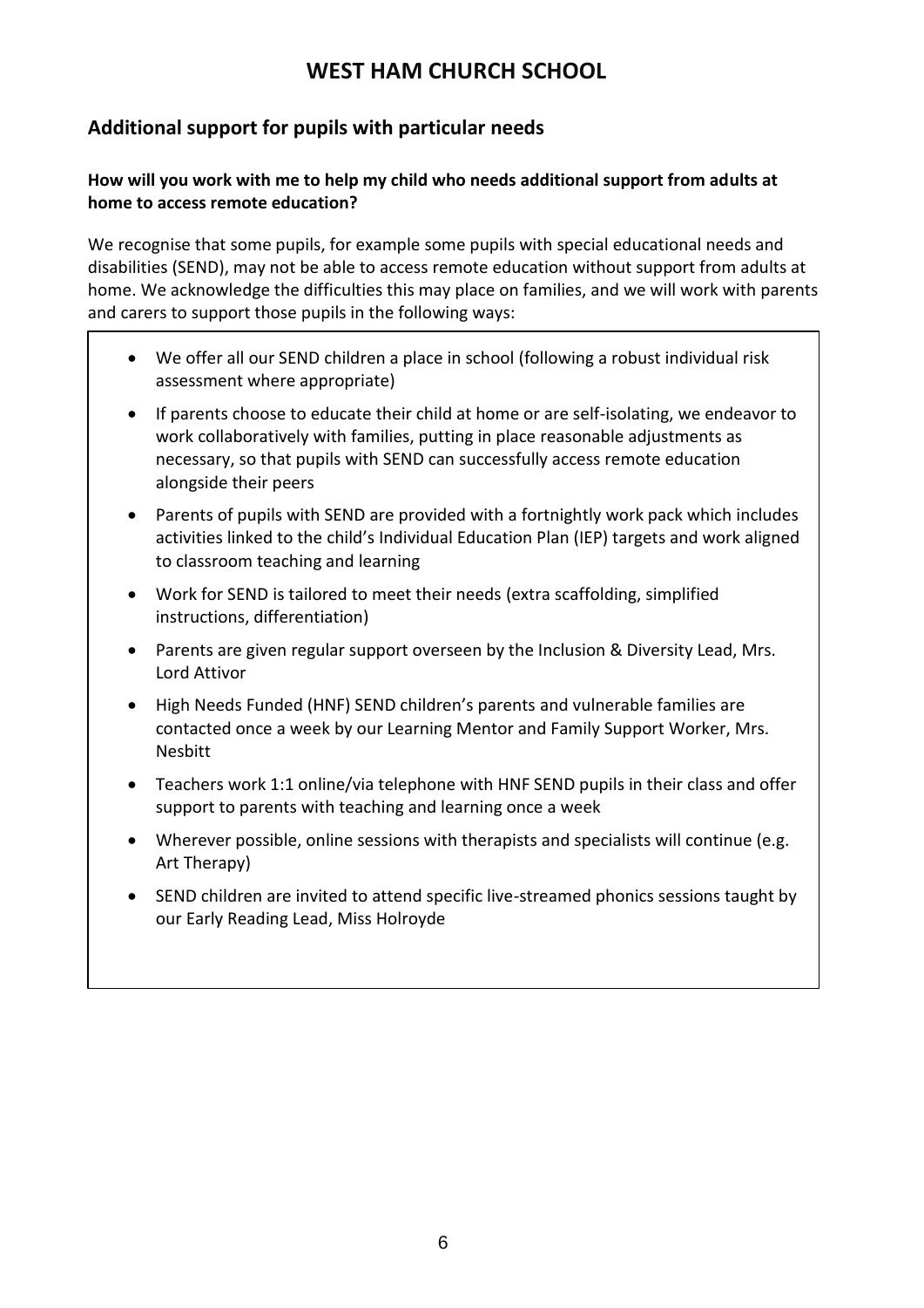# WEST HAM CHURCH SCHOOL

## Additional support for pupils with particular needs

**How will you work with me to help my child who needs additional support from adults at home to access remote education?**

We recognise that some pupils, for example some pupils with special educational needs and disabilities (SEND), may not be able to access remote education without support from adults at home. We acknowledge the difficulties this may place on families, and we will work with parents and carers to support those pupils in the following ways:

- We offer all our SEND children a place in school (following a robust individual risk assessment where appropriate)
- If parents choose to educate their child at home or are self-isolating, we endeavor to work collaboratively with families, putting in place reasonable adjustments as necessary, so that pupils with SEND can successfully access remote education alongside their peers
- Parents of pupils with SEND are provided with a fortnightly work pack which includes activities linked to the child's Individual Education Plan (IEP) targets and work aligned to classroom teaching and learning
- Work for SEND is tailored to meet their needs (extra scaffolding, simplified instructions, differentiation)
- Parents are given regular support overseen by the Inclusion & Diversity Lead, Mrs. Lord Attivor
- High Needs Funded (HNF) SEND children's parents and vulnerable families are contacted once a week by our Learning Mentor and Family Support Worker, Mrs. Nesbitt
- Teachers work 1:1 online/via telephone with HNF SEND pupils in their class and offer support to parents with teaching and learning once a week
- Wherever possible, online sessions with therapists and specialists will continue (e.g. Art Therapy)
- SEND children are invited to attend specific live-streamed phonics sessions taught by our Early Reading Lead, Miss Holroyde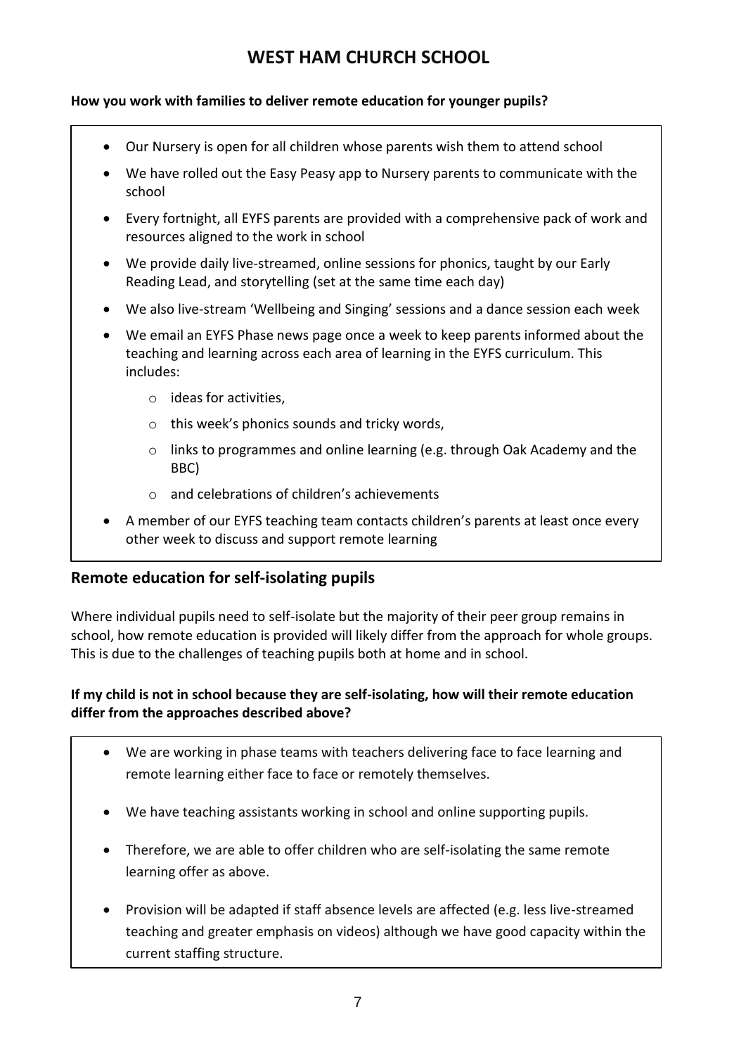# WEST HAM CHURCH SCHOOL

**How you work with families to deliver remote education for younger pupils?**

- Our Nursery is open for all children whose parents wish them to attend school
- We have rolled out the Easy Peasy app to Nursery parents to communicate with the school
- Every fortnight, all EYFS parents are provided with a comprehensive pack of work and resources aligned to the work in school
- We provide daily live-streamed, online sessions for phonics, taught by our Early Reading Lead, and storytelling (set at the same time each day)
- We also live-stream 'Wellbeing and Singing' sessions and a dance session each week
- We email an EYFS Phase news page once a week to keep parents informed about the teaching and learning across each area of learning in the EYFS curriculum. This includes:
  - ideas for activities,
  - this week's phonics sounds and tricky words,
  - links to programmes and online learning (e.g. through Oak Academy and the BBC)
  - and celebrations of children's achievements
- A member of our EYFS teaching team contacts children's parents at least once every other week to discuss and support remote learning

## Remote education for self-isolating pupils

Where individual pupils need to self-isolate but the majority of their peer group remains in school, how remote education is provided will likely differ from the approach for whole groups. This is due to the challenges of teaching pupils both at home and in school.

**If my child is not in school because they are self-isolating, how will their remote education differ from the approaches described above?**

- We are working in phase teams with teachers delivering face to face learning and remote learning either face to face or remotely themselves.
- We have teaching assistants working in school and online supporting pupils.
- Therefore, we are able to offer children who are self-isolating the same remote learning offer as above.
- Provision will be adapted if staff absence levels are affected (e.g. less live-streamed teaching and greater emphasis on videos) although we have good capacity within the current staffing structure.